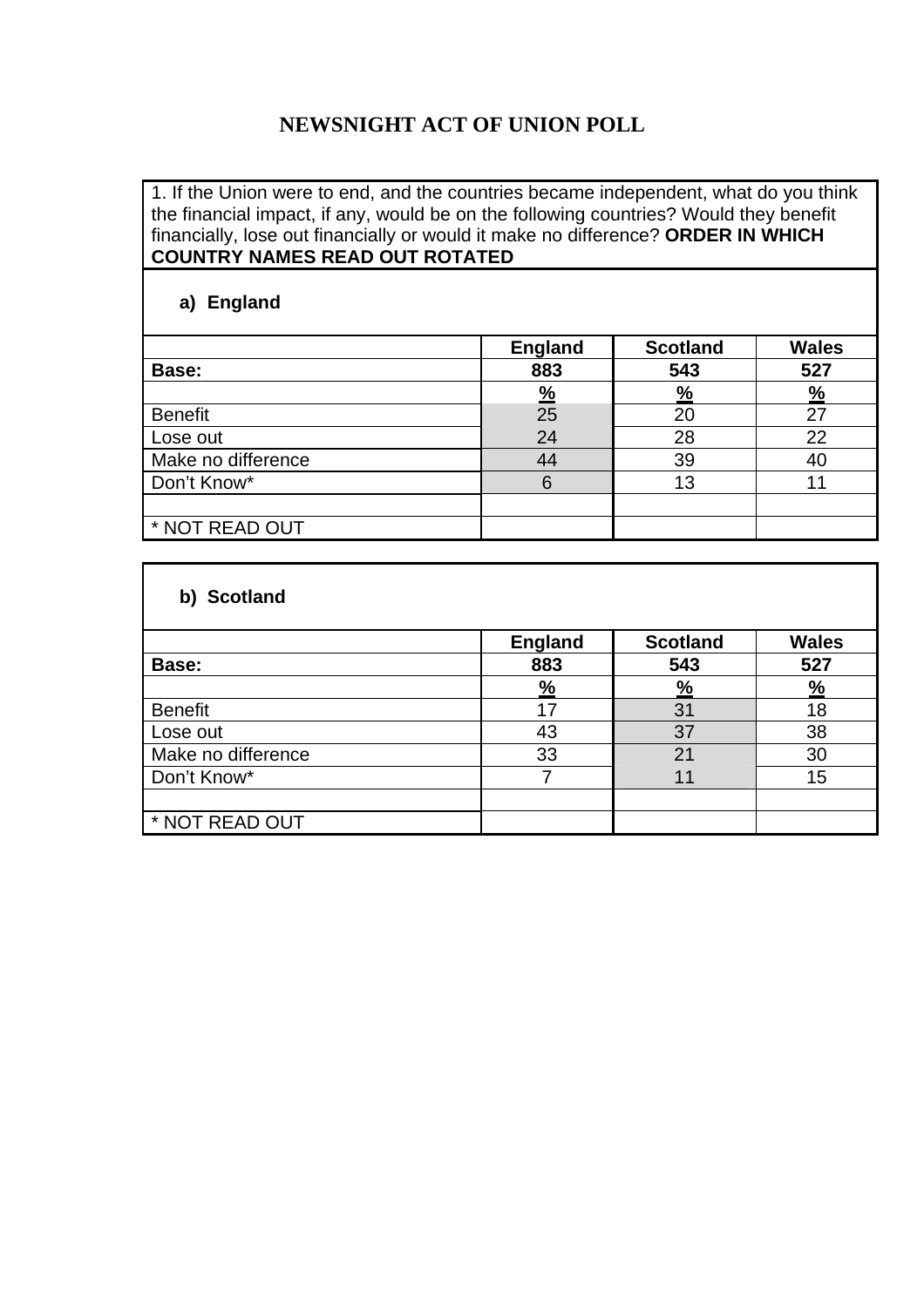# NEWSNIGHT ACT OF UNION POLL

1. If the Union were to end, and the countries became independent, what do you think the financial impact, if any, would be on the following countries? Would they benefit financially, lose out financially or would it make no difference? **ORDER IN WHICH COUNTRY NAMES READ OUT ROTATED**

**a) England**

| | England | Scotland | Wales |
|---|---|---|---|
| **Base:** | **883** | **543** | **527** |
| | % | % | % |
| Benefit | 25 | 20 | 27 |
| Lose out | 24 | 28 | 22 |
| Make no difference | 44 | 39 | 40 |
| Don't Know* | 6 | 13 | 11 |
| | | | |
| * NOT READ OUT | | | |

**b) Scotland**

| | England | Scotland | Wales |
|---|---|---|---|
| **Base:** | **883** | **543** | **527** |
| | % | % | % |
| Benefit | 17 | 31 | 18 |
| Lose out | 43 | 37 | 38 |
| Make no difference | 33 | 21 | 30 |
| Don't Know* | 7 | 11 | 15 |
| | | | |
| * NOT READ OUT | | | |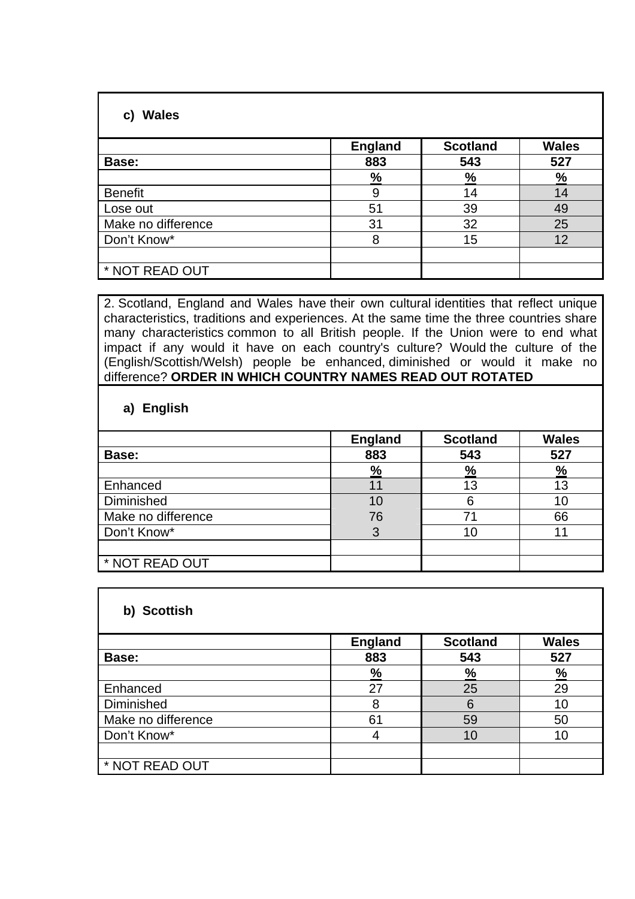**c) Wales**

| | England | Scotland | Wales |
|---|---|---|---|
| **Base:** | **883** | **543** | **527** |
| | **%** | **%** | **%** |
| Benefit | 9 | 14 | 14 |
| Lose out | 51 | 39 | 49 |
| Make no difference | 31 | 32 | 25 |
| Don't Know* | 8 | 15 | 12 |
| | | | |
| * NOT READ OUT | | | |

2. Scotland, England and Wales have their own cultural identities that reflect unique characteristics, traditions and experiences. At the same time the three countries share many characteristics common to all British people. If the Union were to end what impact if any would it have on each country's culture? Would the culture of the (English/Scottish/Welsh) people be enhanced, diminished or would it make no difference? **ORDER IN WHICH COUNTRY NAMES READ OUT ROTATED**

**a) English**

| | England | Scotland | Wales |
|---|---|---|---|
| **Base:** | **883** | **543** | **527** |
| | **%** | **%** | **%** |
| Enhanced | 11 | 13 | 13 |
| Diminished | 10 | 6 | 10 |
| Make no difference | 76 | 71 | 66 |
| Don't Know* | 3 | 10 | 11 |
| | | | |
| * NOT READ OUT | | | |

**b) Scottish**

| | England | Scotland | Wales |
|---|---|---|---|
| **Base:** | **883** | **543** | **527** |
| | **%** | **%** | **%** |
| Enhanced | 27 | 25 | 29 |
| Diminished | 8 | 6 | 10 |
| Make no difference | 61 | 59 | 50 |
| Don't Know* | 4 | 10 | 10 |
| | | | |
| * NOT READ OUT | | | |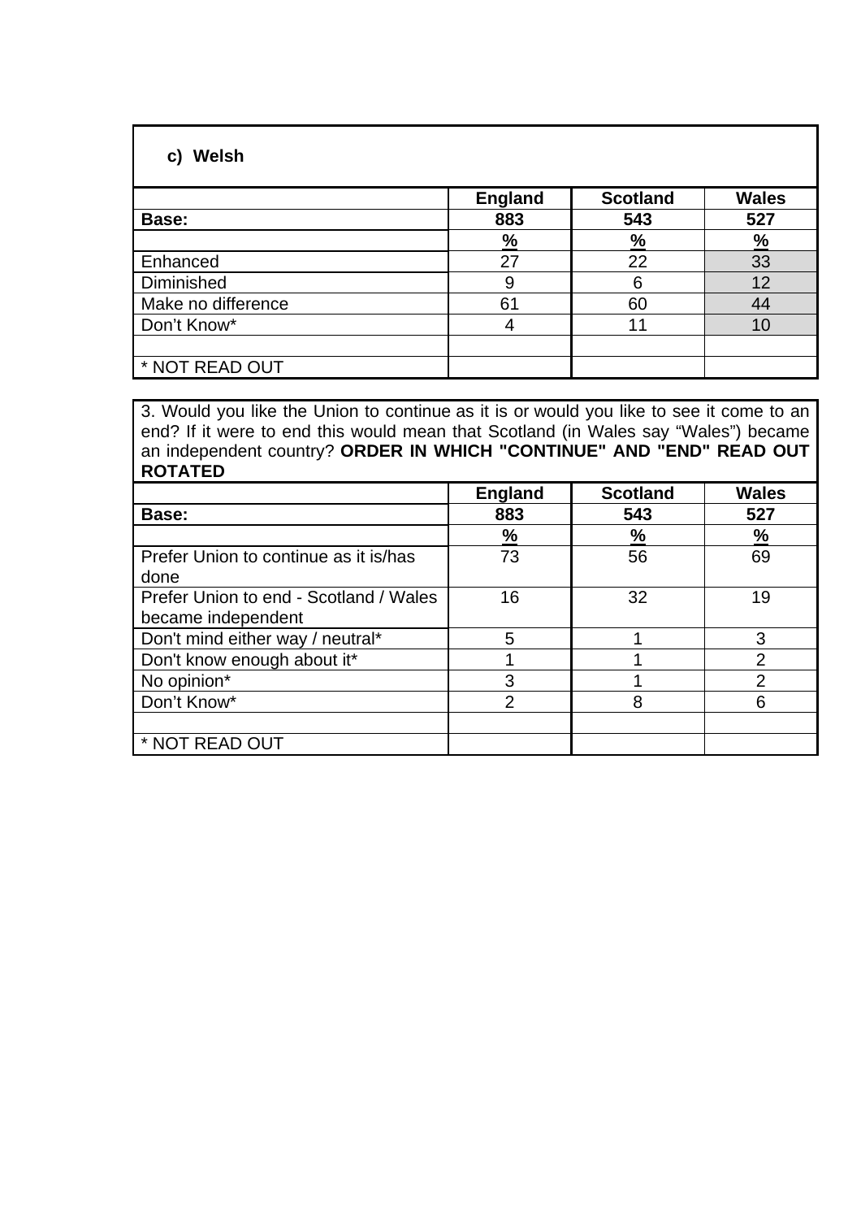**c) Welsh**

| | England | Scotland | Wales |
|---|---|---|---|
| **Base:** | **883** | **543** | **527** |
| | **%** | **%** | **%** |
| Enhanced | 27 | 22 | 33 |
| Diminished | 9 | 6 | 12 |
| Make no difference | 61 | 60 | 44 |
| Don’t Know* | 4 | 11 | 10 |
| | | | |
| * NOT READ OUT | | | |

3. Would you like the Union to continue as it is or would you like to see it come to an end? If it were to end this would mean that Scotland (in Wales say “Wales”) became an independent country? **ORDER IN WHICH "CONTINUE" AND "END" READ OUT ROTATED**

| | England | Scotland | Wales |
|---|---|---|---|
| **Base:** | **883** | **543** | **527** |
| | **%** | **%** | **%** |
| Prefer Union to continue as it is/has done | 73 | 56 | 69 |
| Prefer Union to end - Scotland / Wales became independent | 16 | 32 | 19 |
| Don't mind either way / neutral* | 5 | 1 | 3 |
| Don't know enough about it* | 1 | 1 | 2 |
| No opinion* | 3 | 1 | 2 |
| Don’t Know* | 2 | 8 | 6 |
| | | | |
| * NOT READ OUT | | | |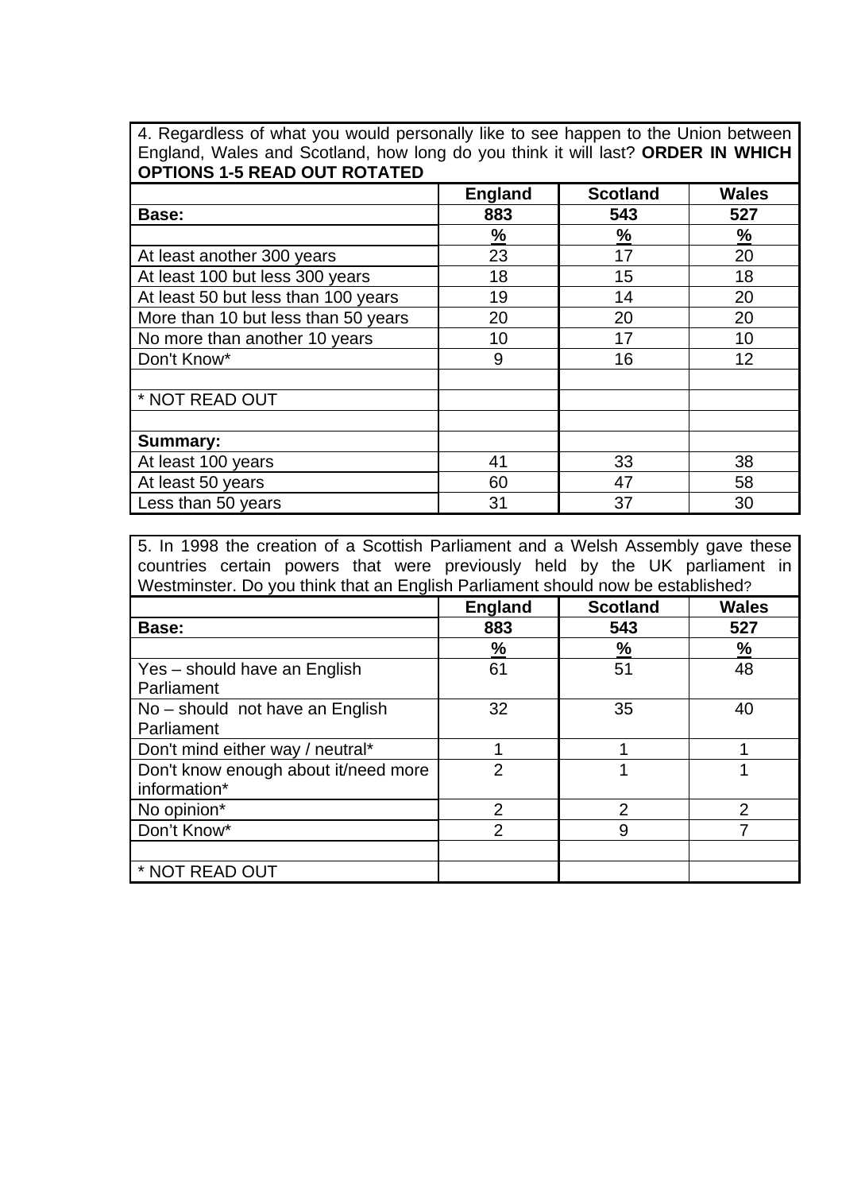4. Regardless of what you would personally like to see happen to the Union between England, Wales and Scotland, how long do you think it will last? **ORDER IN WHICH OPTIONS 1-5 READ OUT ROTATED**

| | England | Scotland | Wales |
|---|---|---|---|
| **Base:** | **883** | **543** | **527** |
| | **%** | **%** | **%** |
| At least another 300 years | 23 | 17 | 20 |
| At least 100 but less 300 years | 18 | 15 | 18 |
| At least 50 but less than 100 years | 19 | 14 | 20 |
| More than 10 but less than 50 years | 20 | 20 | 20 |
| No more than another 10 years | 10 | 17 | 10 |
| Don't Know* | 9 | 16 | 12 |
| | | | |
| * NOT READ OUT | | | |
| | | | |
| **Summary:** | | | |
| At least 100 years | 41 | 33 | 38 |
| At least 50 years | 60 | 47 | 58 |
| Less than 50 years | 31 | 37 | 30 |

5. In 1998 the creation of a Scottish Parliament and a Welsh Assembly gave these countries certain powers that were previously held by the UK parliament in Westminster. Do you think that an English Parliament should now be established?

| | England | Scotland | Wales |
|---|---|---|---|
| **Base:** | **883** | **543** | **527** |
| | **%** | **%** | **%** |
| Yes – should have an English Parliament | 61 | 51 | 48 |
| No – should not have an English Parliament | 32 | 35 | 40 |
| Don't mind either way / neutral* | 1 | 1 | 1 |
| Don't know enough about it/need more information* | 2 | 1 | 1 |
| No opinion* | 2 | 2 | 2 |
| Don't Know* | 2 | 9 | 7 |
| | | | |
| * NOT READ OUT | | | |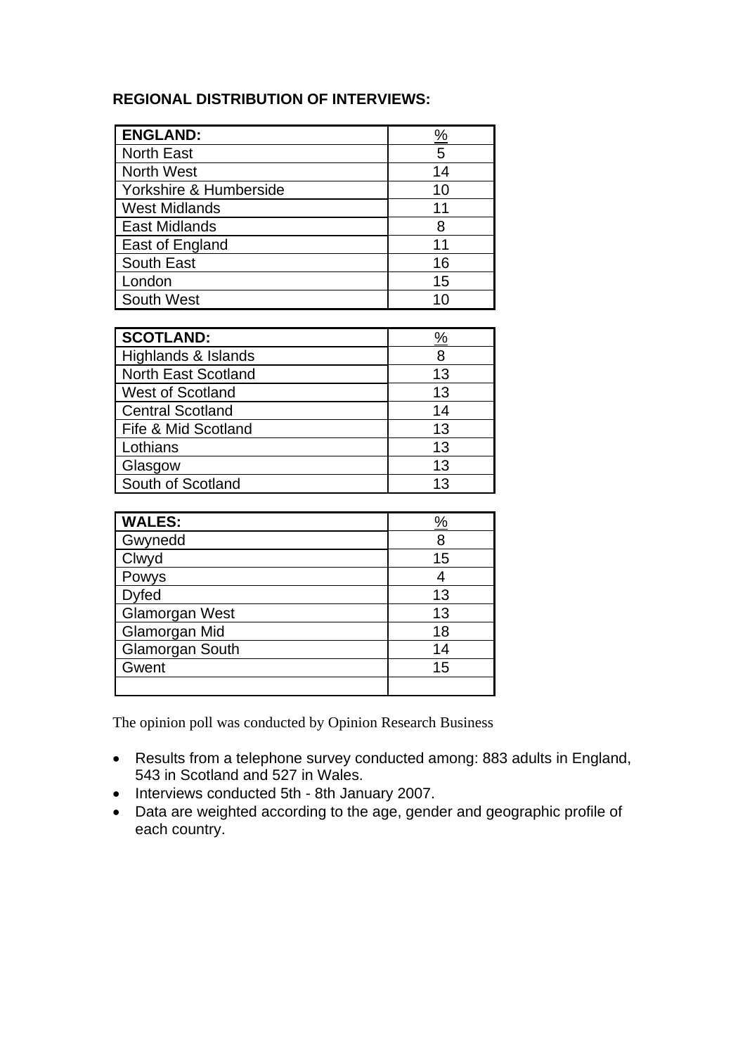**REGIONAL DISTRIBUTION OF INTERVIEWS:**

| ENGLAND: | % |
|---|---|
| North East | 5 |
| North West | 14 |
| Yorkshire & Humberside | 10 |
| West Midlands | 11 |
| East Midlands | 8 |
| East of England | 11 |
| South East | 16 |
| London | 15 |
| South West | 10 |

| SCOTLAND: | % |
|---|---|
| Highlands & Islands | 8 |
| North East Scotland | 13 |
| West of Scotland | 13 |
| Central Scotland | 14 |
| Fife & Mid Scotland | 13 |
| Lothians | 13 |
| Glasgow | 13 |
| South of Scotland | 13 |

| WALES: | % |
|---|---|
| Gwynedd | 8 |
| Clwyd | 15 |
| Powys | 4 |
| Dyfed | 13 |
| Glamorgan West | 13 |
| Glamorgan Mid | 18 |
| Glamorgan South | 14 |
| Gwent | 15 |
| | |

The opinion poll was conducted by Opinion Research Business

- Results from a telephone survey conducted among: 883 adults in England, 543 in Scotland and 527 in Wales.
- Interviews conducted 5th - 8th January 2007.
- Data are weighted according to the age, gender and geographic profile of each country.